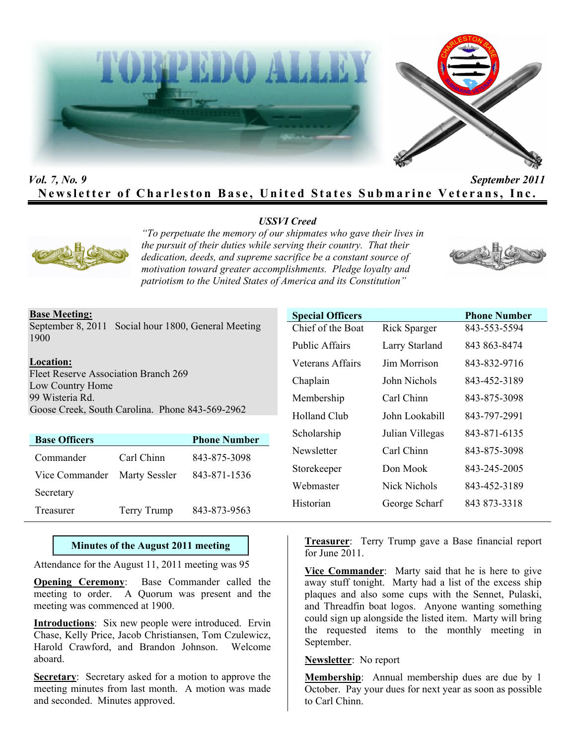# TORPEDO ALLEY

*Vol. 7, No. 9* *September 2011*

**Newsletter of Charleston Base, United States Submarine Veterans, Inc.**

***USSVI Creed***

*"To perpetuate the memory of our shipmates who gave their lives in the pursuit of their duties while serving their country. That their dedication, deeds, and supreme sacrifice be a constant source of motivation toward greater accomplishments. Pledge loyalty and patriotism to the United States of America and its Constitution"*

**Base Meeting:**
September 8, 2011 Social hour 1800, General Meeting 1900

**Location:**
Fleet Reserve Association Branch 269
Low Country Home
99 Wisteria Rd.
Goose Creek, South Carolina. Phone 843-569-2962

| Base Officers | | Phone Number |
|---|---|---|
| Commander | Carl Chinn | 843-875-3098 |
| Vice Commander | Marty Sessler | 843-871-1536 |
| Secretary | | |
| Treasurer | Terry Trump | 843-873-9563 |

| Special Officers | | Phone Number |
|---|---|---|
| Chief of the Boat | Rick Sparger | 843-553-5594 |
| Public Affairs | Larry Starland | 843 863-8474 |
| Veterans Affairs | Jim Morrison | 843-832-9716 |
| Chaplain | John Nichols | 843-452-3189 |
| Membership | Carl Chinn | 843-875-3098 |
| Holland Club | John Lookabill | 843-797-2991 |
| Scholarship | Julian Villegas | 843-871-6135 |
| Newsletter | Carl Chinn | 843-875-3098 |
| Storekeeper | Don Mook | 843-245-2005 |
| Webmaster | Nick Nichols | 843-452-3189 |
| Historian | George Scharf | 843 873-3318 |

## Minutes of the August 2011 meeting

Attendance for the August 11, 2011 meeting was 95

**Opening Ceremony**: Base Commander called the meeting to order. A Quorum was present and the meeting was commenced at 1900.

**Introductions**: Six new people were introduced. Ervin Chase, Kelly Price, Jacob Christiansen, Tom Czulewicz, Harold Crawford, and Brandon Johnson. Welcome aboard.

**Secretary**: Secretary asked for a motion to approve the meeting minutes from last month. A motion was made and seconded. Minutes approved.

**Treasurer**: Terry Trump gave a Base financial report for June 2011.

**Vice Commander**: Marty said that he is here to give away stuff tonight. Marty had a list of the excess ship plaques and also some cups with the Sennet, Pulaski, and Threadfin boat logos. Anyone wanting something could sign up alongside the listed item. Marty will bring the requested items to the monthly meeting in September.

**Newsletter**: No report

**Membership**: Annual membership dues are due by 1 October. Pay your dues for next year as soon as possible to Carl Chinn.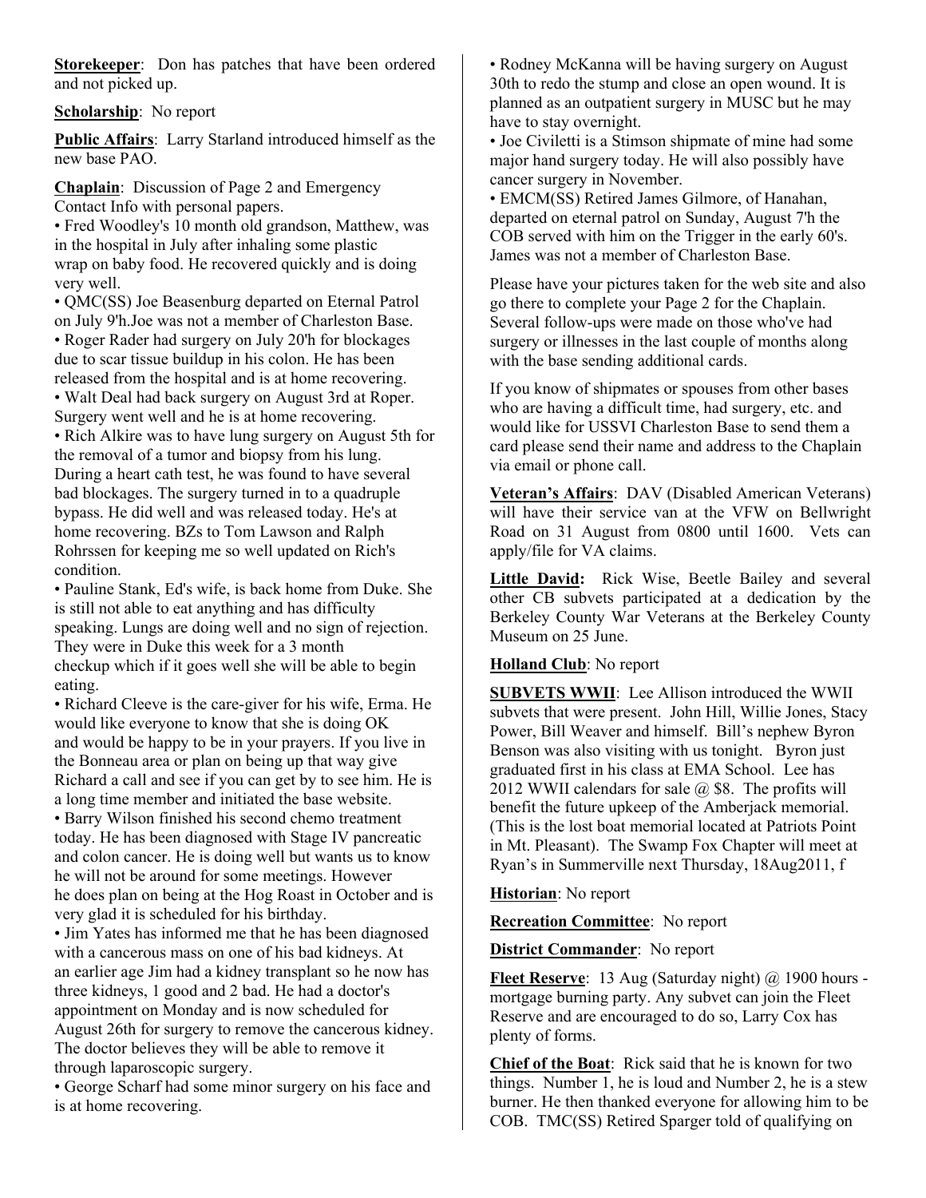**Storekeeper**: Don has patches that have been ordered and not picked up.

**Scholarship**: No report

**Public Affairs**: Larry Starland introduced himself as the new base PAO.

**Chaplain**: Discussion of Page 2 and Emergency Contact Info with personal papers.

• Fred Woodley's 10 month old grandson, Matthew, was in the hospital in July after inhaling some plastic wrap on baby food. He recovered quickly and is doing very well.

• QMC(SS) Joe Beasenburg departed on Eternal Patrol on July 9'h.Joe was not a member of Charleston Base.

• Roger Rader had surgery on July 20'h for blockages due to scar tissue buildup in his colon. He has been released from the hospital and is at home recovering.

• Walt Deal had back surgery on August 3rd at Roper. Surgery went well and he is at home recovering.

• Rich Alkire was to have lung surgery on August 5th for the removal of a tumor and biopsy from his lung. During a heart cath test, he was found to have several bad blockages. The surgery turned in to a quadruple bypass. He did well and was released today. He's at home recovering. BZs to Tom Lawson and Ralph Rohrssen for keeping me so well updated on Rich's condition.

• Pauline Stank, Ed's wife, is back home from Duke. She is still not able to eat anything and has difficulty speaking. Lungs are doing well and no sign of rejection. They were in Duke this week for a 3 month checkup which if it goes well she will be able to begin eating.

• Richard Cleeve is the care-giver for his wife, Erma. He would like everyone to know that she is doing OK and would be happy to be in your prayers. If you live in the Bonneau area or plan on being up that way give Richard a call and see if you can get by to see him. He is a long time member and initiated the base website.

• Barry Wilson finished his second chemo treatment today. He has been diagnosed with Stage IV pancreatic and colon cancer. He is doing well but wants us to know he will not be around for some meetings. However he does plan on being at the Hog Roast in October and is very glad it is scheduled for his birthday.

• Jim Yates has informed me that he has been diagnosed with a cancerous mass on one of his bad kidneys. At an earlier age Jim had a kidney transplant so he now has three kidneys, 1 good and 2 bad. He had a doctor's appointment on Monday and is now scheduled for August 26th for surgery to remove the cancerous kidney. The doctor believes they will be able to remove it through laparoscopic surgery.

• George Scharf had some minor surgery on his face and is at home recovering.

• Rodney McKanna will be having surgery on August 30th to redo the stump and close an open wound. It is planned as an outpatient surgery in MUSC but he may have to stay overnight.

• Joe Civiletti is a Stimson shipmate of mine had some major hand surgery today. He will also possibly have cancer surgery in November.

• EMCM(SS) Retired James Gilmore, of Hanahan, departed on eternal patrol on Sunday, August 7'h the COB served with him on the Trigger in the early 60's. James was not a member of Charleston Base.

Please have your pictures taken for the web site and also go there to complete your Page 2 for the Chaplain. Several follow-ups were made on those who've had surgery or illnesses in the last couple of months along with the base sending additional cards.

If you know of shipmates or spouses from other bases who are having a difficult time, had surgery, etc. and would like for USSVI Charleston Base to send them a card please send their name and address to the Chaplain via email or phone call.

**Veteran's Affairs**: DAV (Disabled American Veterans) will have their service van at the VFW on Bellwright Road on 31 August from 0800 until 1600. Vets can apply/file for VA claims.

**Little David:** Rick Wise, Beetle Bailey and several other CB subvets participated at a dedication by the Berkeley County War Veterans at the Berkeley County Museum on 25 June.

**Holland Club**: No report

**SUBVETS WWII**: Lee Allison introduced the WWII subvets that were present. John Hill, Willie Jones, Stacy Power, Bill Weaver and himself. Bill's nephew Byron Benson was also visiting with us tonight. Byron just graduated first in his class at EMA School. Lee has 2012 WWII calendars for sale @ $8. The profits will benefit the future upkeep of the Amberjack memorial. (This is the lost boat memorial located at Patriots Point in Mt. Pleasant). The Swamp Fox Chapter will meet at Ryan's in Summerville next Thursday, 18Aug2011, f

**Historian**: No report

**Recreation Committee**: No report

**District Commander**: No report

**Fleet Reserve**: 13 Aug (Saturday night) @ 1900 hours - mortgage burning party. Any subvet can join the Fleet Reserve and are encouraged to do so, Larry Cox has plenty of forms.

**Chief of the Boat**: Rick said that he is known for two things. Number 1, he is loud and Number 2, he is a stew burner. He then thanked everyone for allowing him to be COB. TMC(SS) Retired Sparger told of qualifying on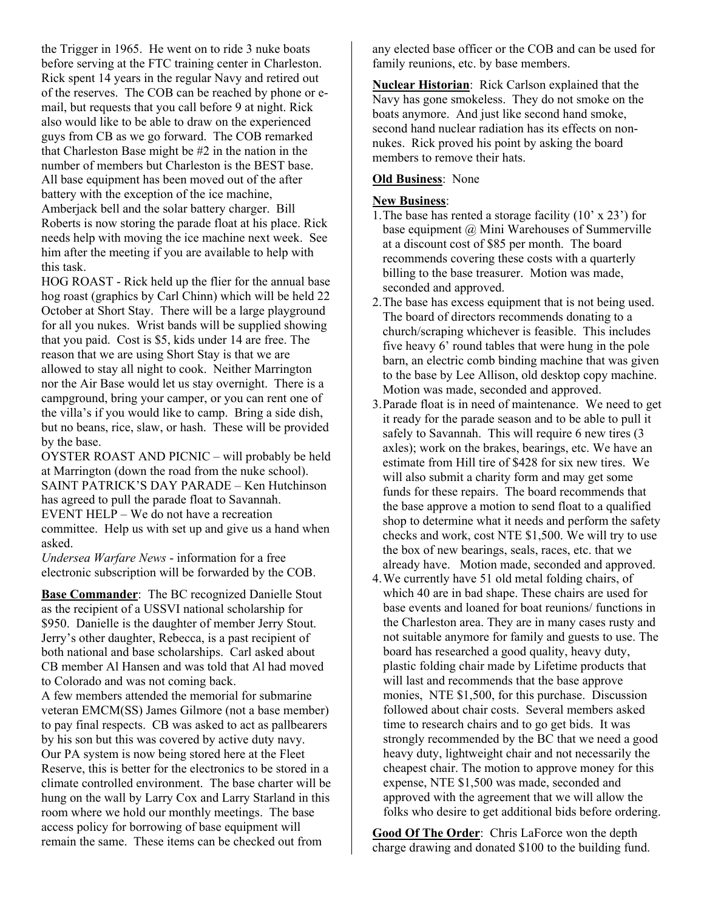the Trigger in 1965. He went on to ride 3 nuke boats before serving at the FTC training center in Charleston. Rick spent 14 years in the regular Navy and retired out of the reserves. The COB can be reached by phone or e-mail, but requests that you call before 9 at night. Rick also would like to be able to draw on the experienced guys from CB as we go forward. The COB remarked that Charleston Base might be #2 in the nation in the number of members but Charleston is the BEST base. All base equipment has been moved out of the after battery with the exception of the ice machine, Amberjack bell and the solar battery charger. Bill Roberts is now storing the parade float at his place. Rick needs help with moving the ice machine next week. See him after the meeting if you are available to help with this task.

HOG ROAST - Rick held up the flier for the annual base hog roast (graphics by Carl Chinn) which will be held 22 October at Short Stay. There will be a large playground for all you nukes. Wrist bands will be supplied showing that you paid. Cost is $5, kids under 14 are free. The reason that we are using Short Stay is that we are allowed to stay all night to cook. Neither Marrington nor the Air Base would let us stay overnight. There is a campground, bring your camper, or you can rent one of the villa's if you would like to camp. Bring a side dish, but no beans, rice, slaw, or hash. These will be provided by the base.

OYSTER ROAST AND PICNIC – will probably be held at Marrington (down the road from the nuke school).

SAINT PATRICK'S DAY PARADE – Ken Hutchinson has agreed to pull the parade float to Savannah.

EVENT HELP – We do not have a recreation committee. Help us with set up and give us a hand when asked.

*Undersea Warfare News* - information for a free electronic subscription will be forwarded by the COB.

**Base Commander**: The BC recognized Danielle Stout as the recipient of a USSVI national scholarship for $950. Danielle is the daughter of member Jerry Stout. Jerry's other daughter, Rebecca, is a past recipient of both national and base scholarships. Carl asked about CB member Al Hansen and was told that Al had moved to Colorado and was not coming back.

A few members attended the memorial for submarine veteran EMCM(SS) James Gilmore (not a base member) to pay final respects. CB was asked to act as pallbearers by his son but this was covered by active duty navy. Our PA system is now being stored here at the Fleet Reserve, this is better for the electronics to be stored in a climate controlled environment. The base charter will be hung on the wall by Larry Cox and Larry Starland in this room where we hold our monthly meetings. The base access policy for borrowing of base equipment will remain the same. These items can be checked out from any elected base officer or the COB and can be used for family reunions, etc. by base members.

**Nuclear Historian**: Rick Carlson explained that the Navy has gone smokeless. They do not smoke on the boats anymore. And just like second hand smoke, second hand nuclear radiation has its effects on non-nukes. Rick proved his point by asking the board members to remove their hats.

**Old Business**: None

**New Business**:

1. The base has rented a storage facility (10' x 23') for base equipment @ Mini Warehouses of Summerville at a discount cost of $85 per month. The board recommends covering these costs with a quarterly billing to the base treasurer. Motion was made, seconded and approved.
2. The base has excess equipment that is not being used. The board of directors recommends donating to a church/scraping whichever is feasible. This includes five heavy 6' round tables that were hung in the pole barn, an electric comb binding machine that was given to the base by Lee Allison, old desktop copy machine. Motion was made, seconded and approved.
3. Parade float is in need of maintenance. We need to get it ready for the parade season and to be able to pull it safely to Savannah. This will require 6 new tires (3 axles); work on the brakes, bearings, etc. We have an estimate from Hill tire of $428 for six new tires. We will also submit a charity form and may get some funds for these repairs. The board recommends that the base approve a motion to send float to a qualified shop to determine what it needs and perform the safety checks and work, cost NTE $1,500. We will try to use the box of new bearings, seals, races, etc. that we already have. Motion made, seconded and approved.
4. We currently have 51 old metal folding chairs, of which 40 are in bad shape. These chairs are used for base events and loaned for boat reunions/ functions in the Charleston area. They are in many cases rusty and not suitable anymore for family and guests to use. The board has researched a good quality, heavy duty, plastic folding chair made by Lifetime products that will last and recommends that the base approve monies, NTE $1,500, for this purchase. Discussion followed about chair costs. Several members asked time to research chairs and to go get bids. It was strongly recommended by the BC that we need a good heavy duty, lightweight chair and not necessarily the cheapest chair. The motion to approve money for this expense, NTE $1,500 was made, seconded and approved with the agreement that we will allow the folks who desire to get additional bids before ordering.

**Good Of The Order**: Chris LaForce won the depth charge drawing and donated $100 to the building fund.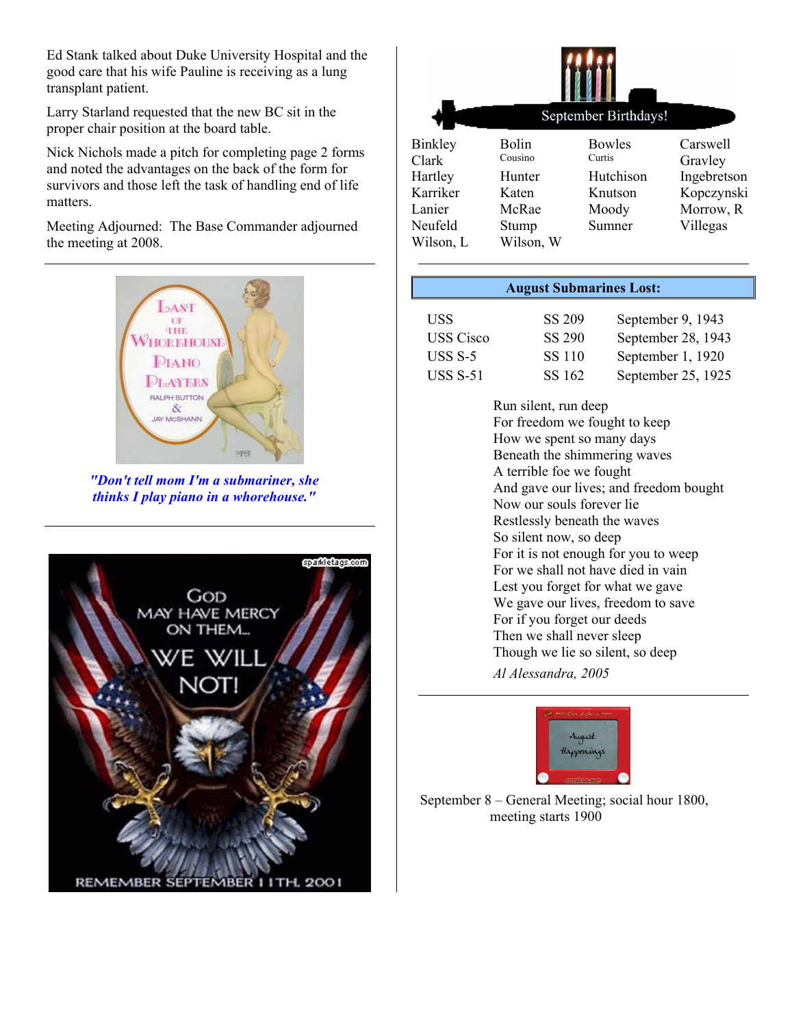Ed Stank talked about Duke University Hospital and the good care that his wife Pauline is receiving as a lung transplant patient.

Larry Starland requested that the new BC sit in the proper chair position at the board table.

Nick Nichols made a pitch for completing page 2 forms and noted the advantages on the back of the form for survivors and those left the task of handling end of life matters.

Meeting Adjourned: The Base Commander adjourned the meeting at 2008.

***"Don't tell mom I'm a submariner, she thinks I play piano in a whorehouse."***

September Birthdays!

| | | | |
|---|---|---|---|
| Binkley | Bolin Cousino | Bowles Curtis | Carswell |
| Clark | | | Gravley |
| Hartley | Hunter | Hutchison | Ingebretson |
| Karriker | Katen | Knutson | Kopczynski |
| Lanier | McRae | Moody | Morrow, R |
| Neufeld | Stump | Sumner | Villegas |
| Wilson, L | Wilson, W | | |

**August Submarines Lost:**

| | | |
|---|---|---|
| USS | SS 209 | September 9, 1943 |
| USS Cisco | SS 290 | September 28, 1943 |
| USS S-5 | SS 110 | September 1, 1920 |
| USS S-51 | SS 162 | September 25, 1925 |

Run silent, run deep
For freedom we fought to keep
How we spent so many days
Beneath the shimmering waves
A terrible foe we fought
And gave our lives; and freedom bought
Now our souls forever lie
Restlessly beneath the waves
So silent now, so deep
For it is not enough for you to weep
For we shall not have died in vain
Lest you forget for what we gave
We gave our lives, freedom to save
For if you forget our deeds
Then we shall never sleep
Though we lie so silent, so deep

*Al Alessandra, 2005*

September 8 – General Meeting; social hour 1800, meeting starts 1900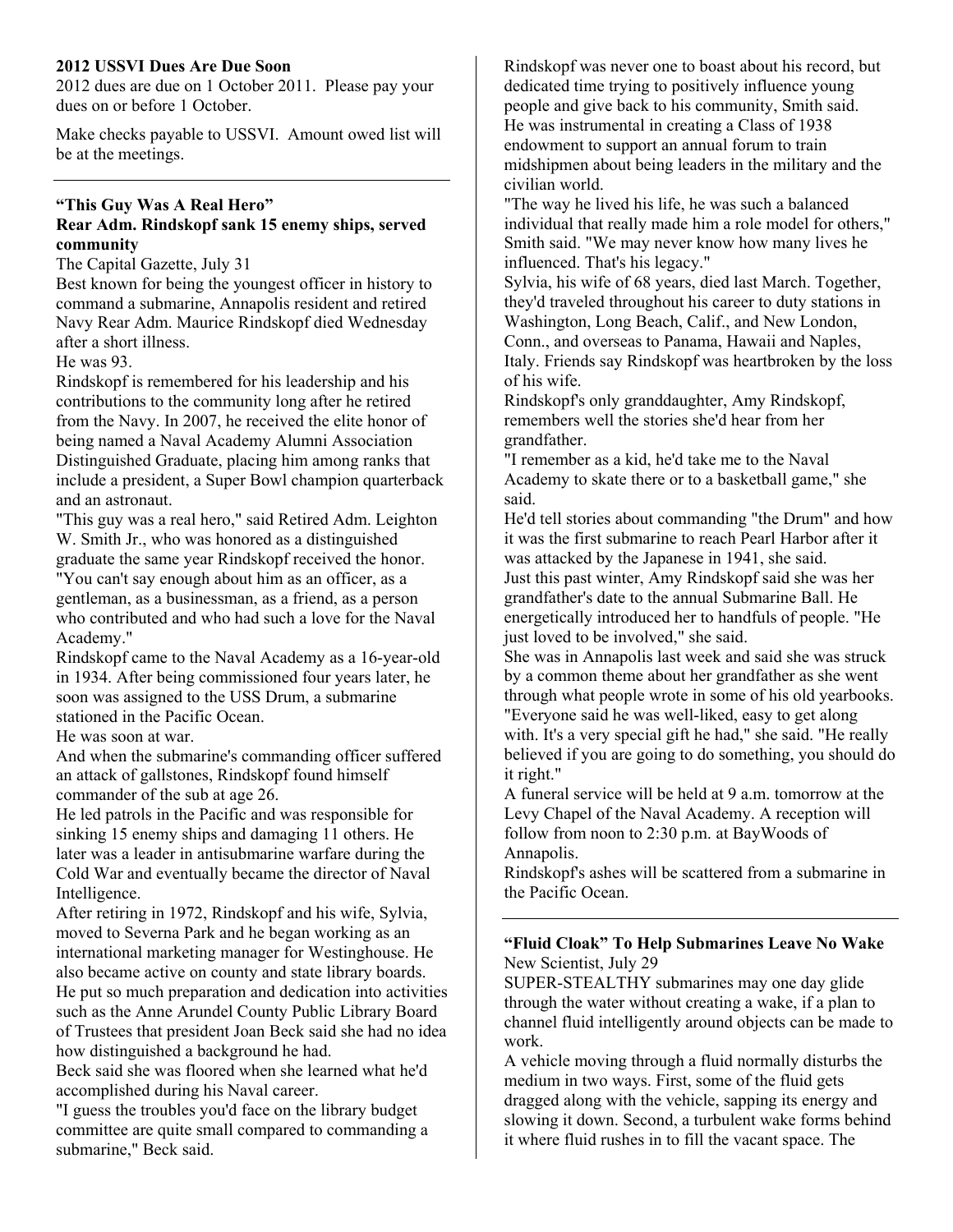**2012 USSVI Dues Are Due Soon**

2012 dues are due on 1 October 2011. Please pay your dues on or before 1 October.

Make checks payable to USSVI. Amount owed list will be at the meetings.

---

## "This Guy Was A Real Hero"
## Rear Adm. Rindskopf sank 15 enemy ships, served community

The Capital Gazette, July 31

Best known for being the youngest officer in history to command a submarine, Annapolis resident and retired Navy Rear Adm. Maurice Rindskopf died Wednesday after a short illness.

He was 93.

Rindskopf is remembered for his leadership and his contributions to the community long after he retired from the Navy. In 2007, he received the elite honor of being named a Naval Academy Alumni Association Distinguished Graduate, placing him among ranks that include a president, a Super Bowl champion quarterback and an astronaut.

"This guy was a real hero," said Retired Adm. Leighton W. Smith Jr., who was honored as a distinguished graduate the same year Rindskopf received the honor. "You can't say enough about him as an officer, as a gentleman, as a businessman, as a friend, as a person who contributed and who had such a love for the Naval Academy."

Rindskopf came to the Naval Academy as a 16-year-old in 1934. After being commissioned four years later, he soon was assigned to the USS Drum, a submarine stationed in the Pacific Ocean.

He was soon at war.

And when the submarine's commanding officer suffered an attack of gallstones, Rindskopf found himself commander of the sub at age 26.

He led patrols in the Pacific and was responsible for sinking 15 enemy ships and damaging 11 others. He later was a leader in antisubmarine warfare during the Cold War and eventually became the director of Naval Intelligence.

After retiring in 1972, Rindskopf and his wife, Sylvia, moved to Severna Park and he began working as an international marketing manager for Westinghouse. He also became active on county and state library boards.

He put so much preparation and dedication into activities such as the Anne Arundel County Public Library Board of Trustees that president Joan Beck said she had no idea how distinguished a background he had.

Beck said she was floored when she learned what he'd accomplished during his Naval career.

"I guess the troubles you'd face on the library budget committee are quite small compared to commanding a submarine," Beck said.

Rindskopf was never one to boast about his record, but dedicated time trying to positively influence young people and give back to his community, Smith said.

He was instrumental in creating a Class of 1938 endowment to support an annual forum to train midshipmen about being leaders in the military and the civilian world.

"The way he lived his life, he was such a balanced individual that really made him a role model for others," Smith said. "We may never know how many lives he influenced. That's his legacy."

Sylvia, his wife of 68 years, died last March. Together, they'd traveled throughout his career to duty stations in Washington, Long Beach, Calif., and New London, Conn., and overseas to Panama, Hawaii and Naples, Italy. Friends say Rindskopf was heartbroken by the loss of his wife.

Rindskopf's only granddaughter, Amy Rindskopf, remembers well the stories she'd hear from her grandfather.

"I remember as a kid, he'd take me to the Naval Academy to skate there or to a basketball game," she said.

He'd tell stories about commanding "the Drum" and how it was the first submarine to reach Pearl Harbor after it was attacked by the Japanese in 1941, she said.

Just this past winter, Amy Rindskopf said she was her grandfather's date to the annual Submarine Ball. He energetically introduced her to handfuls of people. "He just loved to be involved," she said.

She was in Annapolis last week and said she was struck by a common theme about her grandfather as she went through what people wrote in some of his old yearbooks.

"Everyone said he was well-liked, easy to get along with. It's a very special gift he had," she said. "He really believed if you are going to do something, you should do it right."

A funeral service will be held at 9 a.m. tomorrow at the Levy Chapel of the Naval Academy. A reception will follow from noon to 2:30 p.m. at BayWoods of Annapolis.

Rindskopf's ashes will be scattered from a submarine in the Pacific Ocean.

---

## "Fluid Cloak" To Help Submarines Leave No Wake

New Scientist, July 29

SUPER-STEALTHY submarines may one day glide through the water without creating a wake, if a plan to channel fluid intelligently around objects can be made to work.

A vehicle moving through a fluid normally disturbs the medium in two ways. First, some of the fluid gets dragged along with the vehicle, sapping its energy and slowing it down. Second, a turbulent wake forms behind it where fluid rushes in to fill the vacant space. The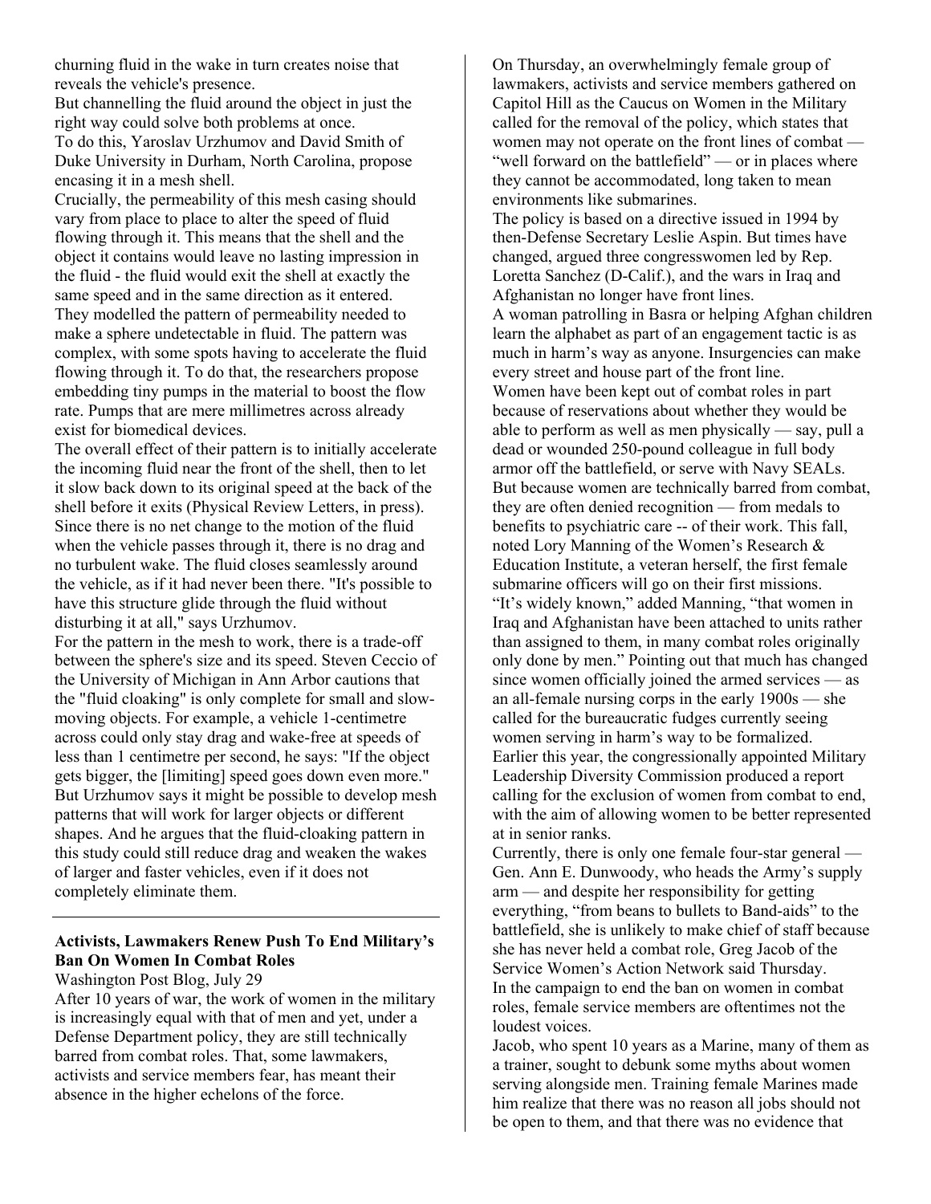churning fluid in the wake in turn creates noise that reveals the vehicle's presence.

But channelling the fluid around the object in just the right way could solve both problems at once.

To do this, Yaroslav Urzhumov and David Smith of Duke University in Durham, North Carolina, propose encasing it in a mesh shell.

Crucially, the permeability of this mesh casing should vary from place to place to alter the speed of fluid flowing through it. This means that the shell and the object it contains would leave no lasting impression in the fluid - the fluid would exit the shell at exactly the same speed and in the same direction as it entered.

They modelled the pattern of permeability needed to make a sphere undetectable in fluid. The pattern was complex, with some spots having to accelerate the fluid flowing through it. To do that, the researchers propose embedding tiny pumps in the material to boost the flow rate. Pumps that are mere millimetres across already exist for biomedical devices.

The overall effect of their pattern is to initially accelerate the incoming fluid near the front of the shell, then to let it slow back down to its original speed at the back of the shell before it exits (Physical Review Letters, in press). Since there is no net change to the motion of the fluid when the vehicle passes through it, there is no drag and no turbulent wake. The fluid closes seamlessly around the vehicle, as if it had never been there. "It's possible to have this structure glide through the fluid without disturbing it at all," says Urzhumov.

For the pattern in the mesh to work, there is a trade-off between the sphere's size and its speed. Steven Ceccio of the University of Michigan in Ann Arbor cautions that the "fluid cloaking" is only complete for small and slow-moving objects. For example, a vehicle 1-centimetre across could only stay drag and wake-free at speeds of less than 1 centimetre per second, he says: "If the object gets bigger, the [limiting] speed goes down even more."

But Urzhumov says it might be possible to develop mesh patterns that will work for larger objects or different shapes. And he argues that the fluid-cloaking pattern in this study could still reduce drag and weaken the wakes of larger and faster vehicles, even if it does not completely eliminate them.

---

## Activists, Lawmakers Renew Push To End Military's Ban On Women In Combat Roles

Washington Post Blog, July 29

After 10 years of war, the work of women in the military is increasingly equal with that of men and yet, under a Defense Department policy, they are still technically barred from combat roles. That, some lawmakers, activists and service members fear, has meant their absence in the higher echelons of the force.

On Thursday, an overwhelmingly female group of lawmakers, activists and service members gathered on Capitol Hill as the Caucus on Women in the Military called for the removal of the policy, which states that women may not operate on the front lines of combat — "well forward on the battlefield" — or in places where they cannot be accommodated, long taken to mean environments like submarines.

The policy is based on a directive issued in 1994 by then-Defense Secretary Leslie Aspin. But times have changed, argued three congresswomen led by Rep. Loretta Sanchez (D-Calif.), and the wars in Iraq and Afghanistan no longer have front lines.

A woman patrolling in Basra or helping Afghan children learn the alphabet as part of an engagement tactic is as much in harm's way as anyone. Insurgencies can make every street and house part of the front line.

Women have been kept out of combat roles in part because of reservations about whether they would be able to perform as well as men physically — say, pull a dead or wounded 250-pound colleague in full body armor off the battlefield, or serve with Navy SEALs.

But because women are technically barred from combat, they are often denied recognition — from medals to benefits to psychiatric care -- of their work. This fall, noted Lory Manning of the Women's Research & Education Institute, a veteran herself, the first female submarine officers will go on their first missions.

"It's widely known," added Manning, "that women in Iraq and Afghanistan have been attached to units rather than assigned to them, in many combat roles originally only done by men." Pointing out that much has changed since women officially joined the armed services — as an all-female nursing corps in the early 1900s — she called for the bureaucratic fudges currently seeing women serving in harm's way to be formalized.

Earlier this year, the congressionally appointed Military Leadership Diversity Commission produced a report calling for the exclusion of women from combat to end, with the aim of allowing women to be better represented at in senior ranks.

Currently, there is only one female four-star general — Gen. Ann E. Dunwoody, who heads the Army's supply arm — and despite her responsibility for getting everything, "from beans to bullets to Band-aids" to the battlefield, she is unlikely to make chief of staff because she has never held a combat role, Greg Jacob of the Service Women's Action Network said Thursday.

In the campaign to end the ban on women in combat roles, female service members are oftentimes not the loudest voices.

Jacob, who spent 10 years as a Marine, many of them as a trainer, sought to debunk some myths about women serving alongside men. Training female Marines made him realize that there was no reason all jobs should not be open to them, and that there was no evidence that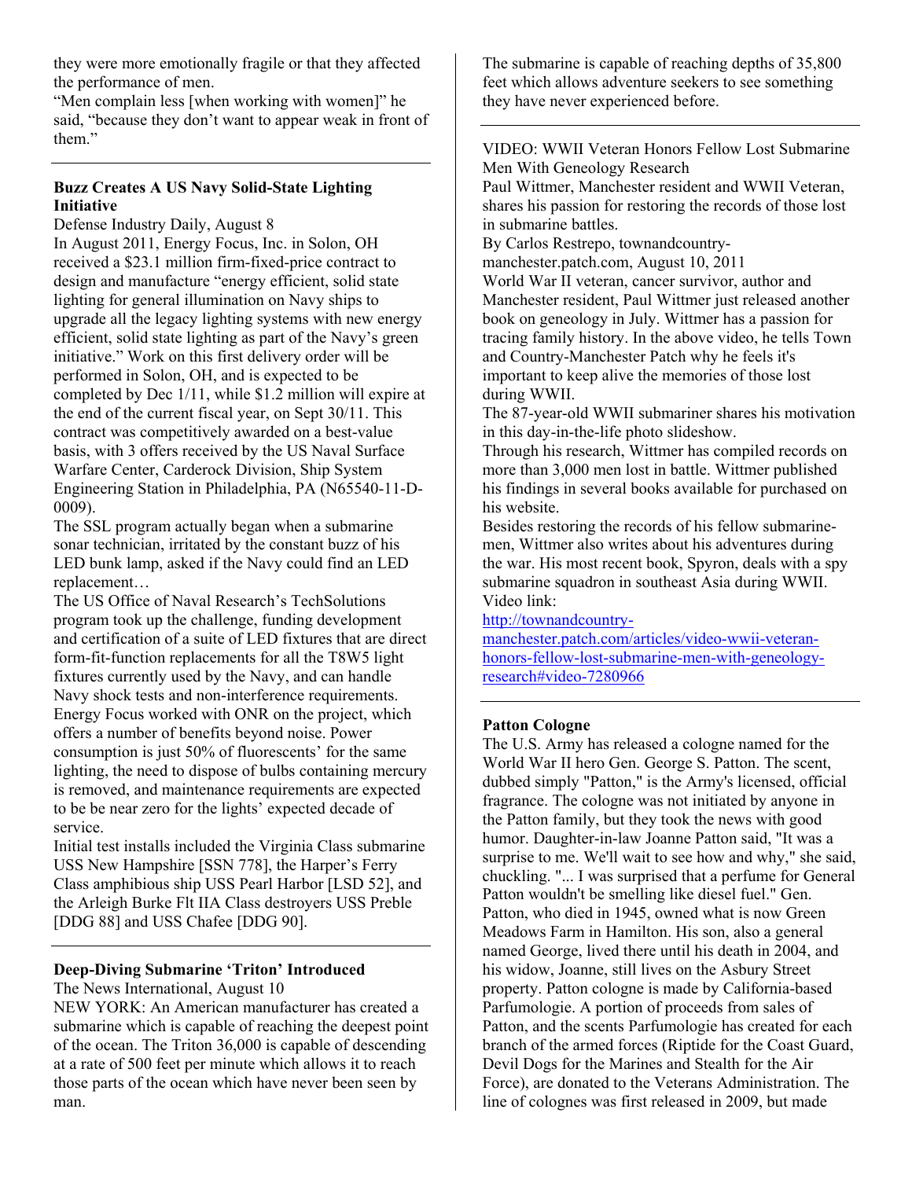they were more emotionally fragile or that they affected the performance of men.

"Men complain less [when working with women]" he said, "because they don't want to appear weak in front of them."

---

### Buzz Creates A US Navy Solid-State Lighting Initiative

Defense Industry Daily, August 8

In August 2011, Energy Focus, Inc. in Solon, OH received a $23.1 million firm-fixed-price contract to design and manufacture "energy efficient, solid state lighting for general illumination on Navy ships to upgrade all the legacy lighting systems with new energy efficient, solid state lighting as part of the Navy's green initiative." Work on this first delivery order will be performed in Solon, OH, and is expected to be completed by Dec 1/11, while $1.2 million will expire at the end of the current fiscal year, on Sept 30/11. This contract was competitively awarded on a best-value basis, with 3 offers received by the US Naval Surface Warfare Center, Carderock Division, Ship System Engineering Station in Philadelphia, PA (N65540-11-D-0009).

The SSL program actually began when a submarine sonar technician, irritated by the constant buzz of his LED bunk lamp, asked if the Navy could find an LED replacement…

The US Office of Naval Research's TechSolutions program took up the challenge, funding development and certification of a suite of LED fixtures that are direct form-fit-function replacements for all the T8W5 light fixtures currently used by the Navy, and can handle Navy shock tests and non-interference requirements. Energy Focus worked with ONR on the project, which offers a number of benefits beyond noise. Power consumption is just 50% of fluorescents' for the same lighting, the need to dispose of bulbs containing mercury is removed, and maintenance requirements are expected to be be near zero for the lights' expected decade of service.

Initial test installs included the Virginia Class submarine USS New Hampshire [SSN 778], the Harper's Ferry Class amphibious ship USS Pearl Harbor [LSD 52], and the Arleigh Burke Flt IIA Class destroyers USS Preble [DDG 88] and USS Chafee [DDG 90].

---

### Deep-Diving Submarine 'Triton' Introduced

The News International, August 10

NEW YORK: An American manufacturer has created a submarine which is capable of reaching the deepest point of the ocean. The Triton 36,000 is capable of descending at a rate of 500 feet per minute which allows it to reach those parts of the ocean which have never been seen by man.

The submarine is capable of reaching depths of 35,800 feet which allows adventure seekers to see something they have never experienced before.

---

VIDEO: WWII Veteran Honors Fellow Lost Submarine Men With Geneology Research

Paul Wittmer, Manchester resident and WWII Veteran, shares his passion for restoring the records of those lost in submarine battles.

By Carlos Restrepo, townandcountry-manchester.patch.com, August 10, 2011

World War II veteran, cancer survivor, author and Manchester resident, Paul Wittmer just released another book on geneology in July. Wittmer has a passion for tracing family history. In the above video, he tells Town and Country-Manchester Patch why he feels it's important to keep alive the memories of those lost during WWII.

The 87-year-old WWII submariner shares his motivation in this day-in-the-life photo slideshow.

Through his research, Wittmer has compiled records on more than 3,000 men lost in battle. Wittmer published his findings in several books available for purchased on his website.

Besides restoring the records of his fellow submarine-men, Wittmer also writes about his adventures during the war. His most recent book, Spyron, deals with a spy submarine squadron in southeast Asia during WWII.

Video link:
[http://townandcountry-manchester.patch.com/articles/video-wwii-veteran-honors-fellow-lost-submarine-men-with-geneology-research#video-7280966](http://townandcountry-manchester.patch.com/articles/video-wwii-veteran-honors-fellow-lost-submarine-men-with-geneology-research#video-7280966)

---

### Patton Cologne

The U.S. Army has released a cologne named for the World War II hero Gen. George S. Patton. The scent, dubbed simply "Patton," is the Army's licensed, official fragrance. The cologne was not initiated by anyone in the Patton family, but they took the news with good humor. Daughter-in-law Joanne Patton said, "It was a surprise to me. We'll wait to see how and why," she said, chuckling. "... I was surprised that a perfume for General Patton wouldn't be smelling like diesel fuel." Gen. Patton, who died in 1945, owned what is now Green Meadows Farm in Hamilton. His son, also a general named George, lived there until his death in 2004, and his widow, Joanne, still lives on the Asbury Street property. Patton cologne is made by California-based Parfumologie. A portion of proceeds from sales of Patton, and the scents Parfumologie has created for each branch of the armed forces (Riptide for the Coast Guard, Devil Dogs for the Marines and Stealth for the Air Force), are donated to the Veterans Administration. The line of colognes was first released in 2009, but made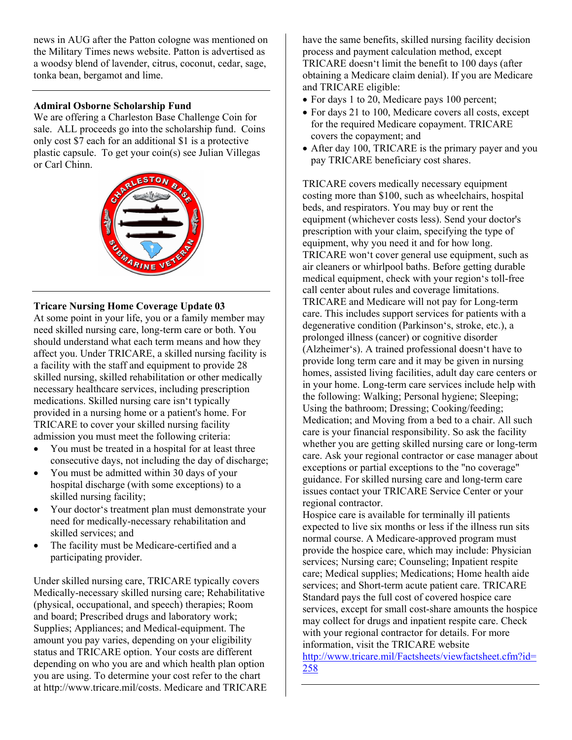news in AUG after the Patton cologne was mentioned on the Military Times news website. Patton is advertised as a woodsy blend of lavender, citrus, coconut, cedar, sage, tonka bean, bergamot and lime.

---

**Admiral Osborne Scholarship Fund**

We are offering a Charleston Base Challenge Coin for sale. ALL proceeds go into the scholarship fund. Coins only cost $7 each for an additional $1 is a protective plastic capsule. To get your coin(s) see Julian Villegas or Carl Chinn.

---

**Tricare Nursing Home Coverage Update 03**

At some point in your life, you or a family member may need skilled nursing care, long-term care or both. You should understand what each term means and how they affect you. Under TRICARE, a skilled nursing facility is a facility with the staff and equipment to provide 28 skilled nursing, skilled rehabilitation or other medically necessary healthcare services, including prescription medications. Skilled nursing care isn't typically provided in a nursing home or a patient's home. For TRICARE to cover your skilled nursing facility admission you must meet the following criteria:

- You must be treated in a hospital for at least three consecutive days, not including the day of discharge;
- You must be admitted within 30 days of your hospital discharge (with some exceptions) to a skilled nursing facility;
- Your doctor's treatment plan must demonstrate your need for medically-necessary rehabilitation and skilled services; and
- The facility must be Medicare-certified and a participating provider.

Under skilled nursing care, TRICARE typically covers Medically-necessary skilled nursing care; Rehabilitative (physical, occupational, and speech) therapies; Room and board; Prescribed drugs and laboratory work; Supplies; Appliances; and Medical-equipment. The amount you pay varies, depending on your eligibility status and TRICARE option. Your costs are different depending on who you are and which health plan option you are using. To determine your cost refer to the chart at http://www.tricare.mil/costs. Medicare and TRICARE have the same benefits, skilled nursing facility decision process and payment calculation method, except TRICARE doesn't limit the benefit to 100 days (after obtaining a Medicare claim denial). If you are Medicare and TRICARE eligible:

- For days 1 to 20, Medicare pays 100 percent;
- For days 21 to 100, Medicare covers all costs, except for the required Medicare copayment. TRICARE covers the copayment; and
- After day 100, TRICARE is the primary payer and you pay TRICARE beneficiary cost shares.

TRICARE covers medically necessary equipment costing more than $100, such as wheelchairs, hospital beds, and respirators. You may buy or rent the equipment (whichever costs less). Send your doctor's prescription with your claim, specifying the type of equipment, why you need it and for how long. TRICARE won't cover general use equipment, such as air cleaners or whirlpool baths. Before getting durable medical equipment, check with your region's toll-free call center about rules and coverage limitations. TRICARE and Medicare will not pay for Long-term care. This includes support services for patients with a degenerative condition (Parkinson's, stroke, etc.), a prolonged illness (cancer) or cognitive disorder (Alzheimer's). A trained professional doesn't have to provide long term care and it may be given in nursing homes, assisted living facilities, adult day care centers or in your home. Long-term care services include help with the following: Walking; Personal hygiene; Sleeping; Using the bathroom; Dressing; Cooking/feeding; Medication; and Moving from a bed to a chair. All such care is your financial responsibility. So ask the facility whether you are getting skilled nursing care or long-term care. Ask your regional contractor or case manager about exceptions or partial exceptions to the "no coverage" guidance. For skilled nursing care and long-term care issues contact your TRICARE Service Center or your regional contractor.

Hospice care is available for terminally ill patients expected to live six months or less if the illness run sits normal course. A Medicare-approved program must provide the hospice care, which may include: Physician services; Nursing care; Counseling; Inpatient respite care; Medical supplies; Medications; Home health aide services; and Short-term acute patient care. TRICARE Standard pays the full cost of covered hospice care services, except for small cost-share amounts the hospice may collect for drugs and inpatient respite care. Check with your regional contractor for details. For more information, visit the TRICARE website http://www.tricare.mil/Factsheets/viewfactsheet.cfm?id=258

---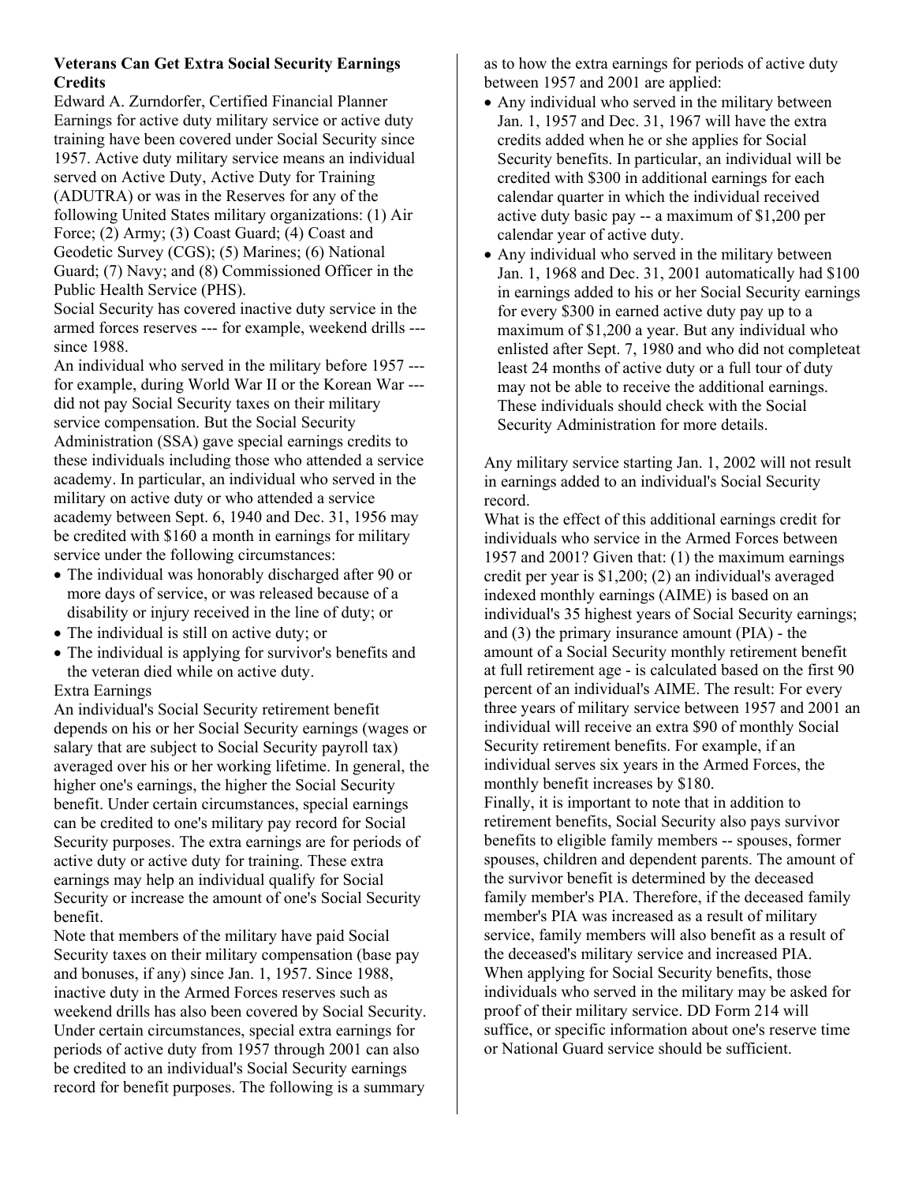## Veterans Can Get Extra Social Security Earnings Credits

Edward A. Zurndorfer, Certified Financial Planner

Earnings for active duty military service or active duty training have been covered under Social Security since 1957. Active duty military service means an individual served on Active Duty, Active Duty for Training (ADUTRA) or was in the Reserves for any of the following United States military organizations: (1) Air Force; (2) Army; (3) Coast Guard; (4) Coast and Geodetic Survey (CGS); (5) Marines; (6) National Guard; (7) Navy; and (8) Commissioned Officer in the Public Health Service (PHS).

Social Security has covered inactive duty service in the armed forces reserves --- for example, weekend drills --- since 1988.

An individual who served in the military before 1957 --- for example, during World War II or the Korean War --- did not pay Social Security taxes on their military service compensation. But the Social Security Administration (SSA) gave special earnings credits to these individuals including those who attended a service academy. In particular, an individual who served in the military on active duty or who attended a service academy between Sept. 6, 1940 and Dec. 31, 1956 may be credited with $160 a month in earnings for military service under the following circumstances:

- The individual was honorably discharged after 90 or more days of service, or was released because of a disability or injury received in the line of duty; or
- The individual is still on active duty; or
- The individual is applying for survivor's benefits and the veteran died while on active duty.

Extra Earnings

An individual's Social Security retirement benefit depends on his or her Social Security earnings (wages or salary that are subject to Social Security payroll tax) averaged over his or her working lifetime. In general, the higher one's earnings, the higher the Social Security benefit. Under certain circumstances, special earnings can be credited to one's military pay record for Social Security purposes. The extra earnings are for periods of active duty or active duty for training. These extra earnings may help an individual qualify for Social Security or increase the amount of one's Social Security benefit.

Note that members of the military have paid Social Security taxes on their military compensation (base pay and bonuses, if any) since Jan. 1, 1957. Since 1988, inactive duty in the Armed Forces reserves such as weekend drills has also been covered by Social Security. Under certain circumstances, special extra earnings for periods of active duty from 1957 through 2001 can also be credited to an individual's Social Security earnings record for benefit purposes. The following is a summary as to how the extra earnings for periods of active duty between 1957 and 2001 are applied:

- Any individual who served in the military between Jan. 1, 1957 and Dec. 31, 1967 will have the extra credits added when he or she applies for Social Security benefits. In particular, an individual will be credited with $300 in additional earnings for each calendar quarter in which the individual received active duty basic pay -- a maximum of $1,200 per calendar year of active duty.
- Any individual who served in the military between Jan. 1, 1968 and Dec. 31, 2001 automatically had $100 in earnings added to his or her Social Security earnings for every $300 in earned active duty pay up to a maximum of $1,200 a year. But any individual who enlisted after Sept. 7, 1980 and who did not completeat least 24 months of active duty or a full tour of duty may not be able to receive the additional earnings. These individuals should check with the Social Security Administration for more details.

Any military service starting Jan. 1, 2002 will not result in earnings added to an individual's Social Security record.

What is the effect of this additional earnings credit for individuals who service in the Armed Forces between 1957 and 2001? Given that: (1) the maximum earnings credit per year is $1,200; (2) an individual's averaged indexed monthly earnings (AIME) is based on an individual's 35 highest years of Social Security earnings; and (3) the primary insurance amount (PIA) - the amount of a Social Security monthly retirement benefit at full retirement age - is calculated based on the first 90 percent of an individual's AIME. The result: For every three years of military service between 1957 and 2001 an individual will receive an extra $90 of monthly Social Security retirement benefits. For example, if an individual serves six years in the Armed Forces, the monthly benefit increases by $180.

Finally, it is important to note that in addition to retirement benefits, Social Security also pays survivor benefits to eligible family members -- spouses, former spouses, children and dependent parents. The amount of the survivor benefit is determined by the deceased family member's PIA. Therefore, if the deceased family member's PIA was increased as a result of military service, family members will also benefit as a result of the deceased's military service and increased PIA.

When applying for Social Security benefits, those individuals who served in the military may be asked for proof of their military service. DD Form 214 will suffice, or specific information about one's reserve time or National Guard service should be sufficient.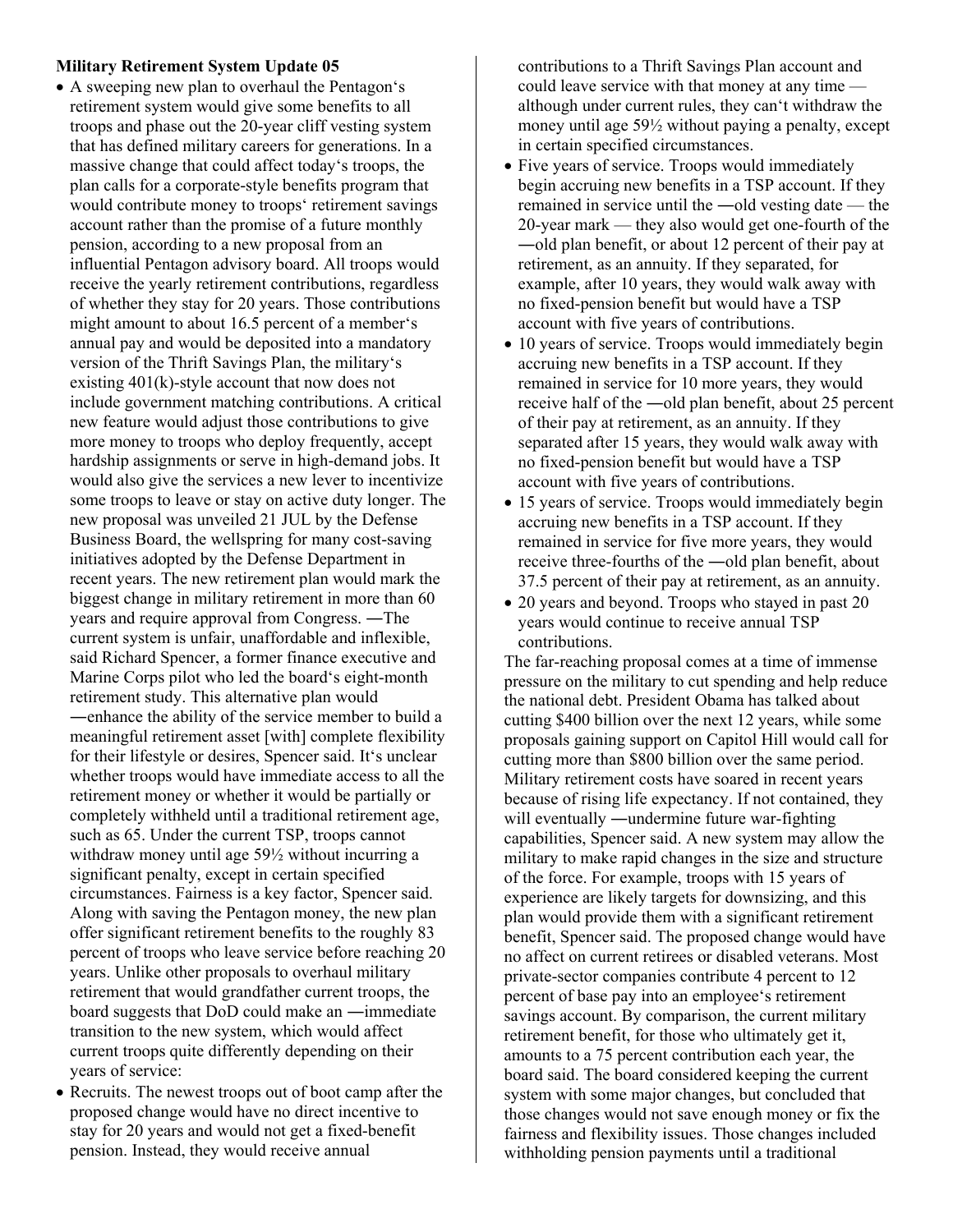**Military Retirement System Update 05**

- A sweeping new plan to overhaul the Pentagon's retirement system would give some benefits to all troops and phase out the 20-year cliff vesting system that has defined military careers for generations. In a massive change that could affect today's troops, the plan calls for a corporate-style benefits program that would contribute money to troops' retirement savings account rather than the promise of a future monthly pension, according to a new proposal from an influential Pentagon advisory board. All troops would receive the yearly retirement contributions, regardless of whether they stay for 20 years. Those contributions might amount to about 16.5 percent of a member's annual pay and would be deposited into a mandatory version of the Thrift Savings Plan, the military's existing 401(k)-style account that now does not include government matching contributions. A critical new feature would adjust those contributions to give more money to troops who deploy frequently, accept hardship assignments or serve in high-demand jobs. It would also give the services a new lever to incentivize some troops to leave or stay on active duty longer. The new proposal was unveiled 21 JUL by the Defense Business Board, the wellspring for many cost-saving initiatives adopted by the Defense Department in recent years. The new retirement plan would mark the biggest change in military retirement in more than 60 years and require approval from Congress. ―The current system is unfair, unaffordable and inflexible, said Richard Spencer, a former finance executive and Marine Corps pilot who led the board's eight-month retirement study. This alternative plan would ―enhance the ability of the service member to build a meaningful retirement asset [with] complete flexibility for their lifestyle or desires, Spencer said. It's unclear whether troops would have immediate access to all the retirement money or whether it would be partially or completely withheld until a traditional retirement age, such as 65. Under the current TSP, troops cannot withdraw money until age 59½ without incurring a significant penalty, except in certain specified circumstances. Fairness is a key factor, Spencer said. Along with saving the Pentagon money, the new plan offer significant retirement benefits to the roughly 83 percent of troops who leave service before reaching 20 years. Unlike other proposals to overhaul military retirement that would grandfather current troops, the board suggests that DoD could make an ―immediate transition to the new system, which would affect current troops quite differently depending on their years of service:
- Recruits. The newest troops out of boot camp after the proposed change would have no direct incentive to stay for 20 years and would not get a fixed-benefit pension. Instead, they would receive annual contributions to a Thrift Savings Plan account and could leave service with that money at any time — although under current rules, they can't withdraw the money until age 59½ without paying a penalty, except in certain specified circumstances.
- Five years of service. Troops would immediately begin accruing new benefits in a TSP account. If they remained in service until the ―old vesting date — the 20-year mark — they also would get one-fourth of the ―old plan benefit, or about 12 percent of their pay at retirement, as an annuity. If they separated, for example, after 10 years, they would walk away with no fixed-pension benefit but would have a TSP account with five years of contributions.
- 10 years of service. Troops would immediately begin accruing new benefits in a TSP account. If they remained in service for 10 more years, they would receive half of the ―old plan benefit, about 25 percent of their pay at retirement, as an annuity. If they separated after 15 years, they would walk away with no fixed-pension benefit but would have a TSP account with five years of contributions.
- 15 years of service. Troops would immediately begin accruing new benefits in a TSP account. If they remained in service for five more years, they would receive three-fourths of the ―old plan benefit, about 37.5 percent of their pay at retirement, as an annuity.
- 20 years and beyond. Troops who stayed in past 20 years would continue to receive annual TSP contributions.

The far-reaching proposal comes at a time of immense pressure on the military to cut spending and help reduce the national debt. President Obama has talked about cutting $400 billion over the next 12 years, while some proposals gaining support on Capitol Hill would call for cutting more than $800 billion over the same period. Military retirement costs have soared in recent years because of rising life expectancy. If not contained, they will eventually ―undermine future war-fighting capabilities, Spencer said. A new system may allow the military to make rapid changes in the size and structure of the force. For example, troops with 15 years of experience are likely targets for downsizing, and this plan would provide them with a significant retirement benefit, Spencer said. The proposed change would have no affect on current retirees or disabled veterans. Most private-sector companies contribute 4 percent to 12 percent of base pay into an employee's retirement savings account. By comparison, the current military retirement benefit, for those who ultimately get it, amounts to a 75 percent contribution each year, the board said. The board considered keeping the current system with some major changes, but concluded that those changes would not save enough money or fix the fairness and flexibility issues. Those changes included withholding pension payments until a traditional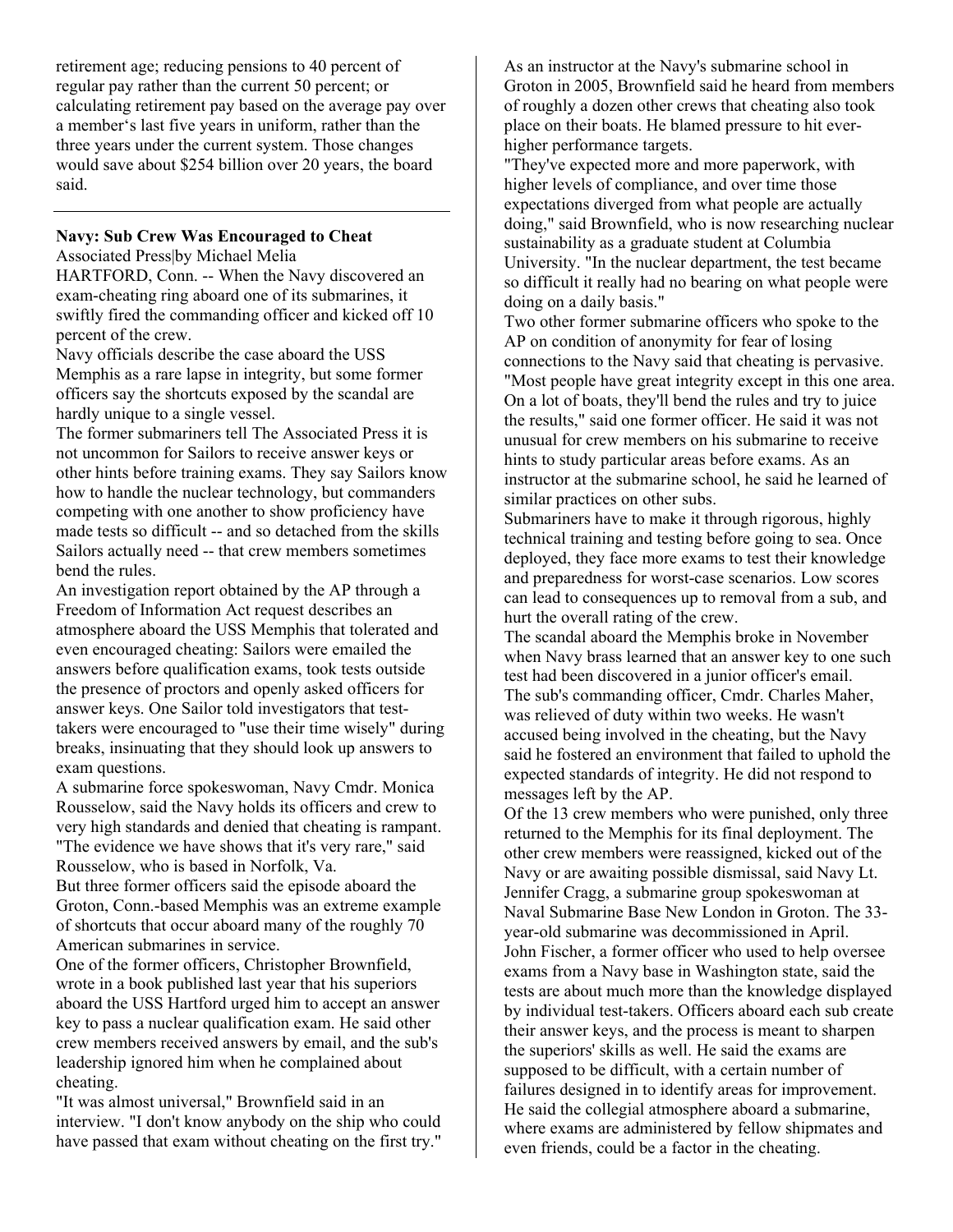retirement age; reducing pensions to 40 percent of regular pay rather than the current 50 percent; or calculating retirement pay based on the average pay over a member's last five years in uniform, rather than the three years under the current system. Those changes would save about $254 billion over 20 years, the board said.

---

**Navy: Sub Crew Was Encouraged to Cheat**

Associated Press|by Michael Melia

HARTFORD, Conn. -- When the Navy discovered an exam-cheating ring aboard one of its submarines, it swiftly fired the commanding officer and kicked off 10 percent of the crew.

Navy officials describe the case aboard the USS Memphis as a rare lapse in integrity, but some former officers say the shortcuts exposed by the scandal are hardly unique to a single vessel.

The former submariners tell The Associated Press it is not uncommon for Sailors to receive answer keys or other hints before training exams. They say Sailors know how to handle the nuclear technology, but commanders competing with one another to show proficiency have made tests so difficult -- and so detached from the skills Sailors actually need -- that crew members sometimes bend the rules.

An investigation report obtained by the AP through a Freedom of Information Act request describes an atmosphere aboard the USS Memphis that tolerated and even encouraged cheating: Sailors were emailed the answers before qualification exams, took tests outside the presence of proctors and openly asked officers for answer keys. One Sailor told investigators that test-takers were encouraged to "use their time wisely" during breaks, insinuating that they should look up answers to exam questions.

A submarine force spokeswoman, Navy Cmdr. Monica Rousselow, said the Navy holds its officers and crew to very high standards and denied that cheating is rampant. "The evidence we have shows that it's very rare," said Rousselow, who is based in Norfolk, Va.

But three former officers said the episode aboard the Groton, Conn.-based Memphis was an extreme example of shortcuts that occur aboard many of the roughly 70 American submarines in service.

One of the former officers, Christopher Brownfield, wrote in a book published last year that his superiors aboard the USS Hartford urged him to accept an answer key to pass a nuclear qualification exam. He said other crew members received answers by email, and the sub's leadership ignored him when he complained about cheating.

"It was almost universal," Brownfield said in an interview. "I don't know anybody on the ship who could have passed that exam without cheating on the first try."

As an instructor at the Navy's submarine school in Groton in 2005, Brownfield said he heard from members of roughly a dozen other crews that cheating also took place on their boats. He blamed pressure to hit ever-higher performance targets.

"They've expected more and more paperwork, with higher levels of compliance, and over time those expectations diverged from what people are actually doing," said Brownfield, who is now researching nuclear sustainability as a graduate student at Columbia University. "In the nuclear department, the test became so difficult it really had no bearing on what people were doing on a daily basis."

Two other former submarine officers who spoke to the AP on condition of anonymity for fear of losing connections to the Navy said that cheating is pervasive. "Most people have great integrity except in this one area. On a lot of boats, they'll bend the rules and try to juice the results," said one former officer. He said it was not unusual for crew members on his submarine to receive hints to study particular areas before exams. As an instructor at the submarine school, he said he learned of similar practices on other subs.

Submariners have to make it through rigorous, highly technical training and testing before going to sea. Once deployed, they face more exams to test their knowledge and preparedness for worst-case scenarios. Low scores can lead to consequences up to removal from a sub, and hurt the overall rating of the crew.

The scandal aboard the Memphis broke in November when Navy brass learned that an answer key to one such test had been discovered in a junior officer's email.

The sub's commanding officer, Cmdr. Charles Maher, was relieved of duty within two weeks. He wasn't accused being involved in the cheating, but the Navy said he fostered an environment that failed to uphold the expected standards of integrity. He did not respond to messages left by the AP.

Of the 13 crew members who were punished, only three returned to the Memphis for its final deployment. The other crew members were reassigned, kicked out of the Navy or are awaiting possible dismissal, said Navy Lt. Jennifer Cragg, a submarine group spokeswoman at Naval Submarine Base New London in Groton. The 33-year-old submarine was decommissioned in April.

John Fischer, a former officer who used to help oversee exams from a Navy base in Washington state, said the tests are about much more than the knowledge displayed by individual test-takers. Officers aboard each sub create their answer keys, and the process is meant to sharpen the superiors' skills as well. He said the exams are supposed to be difficult, with a certain number of failures designed in to identify areas for improvement. He said the collegial atmosphere aboard a submarine, where exams are administered by fellow shipmates and even friends, could be a factor in the cheating.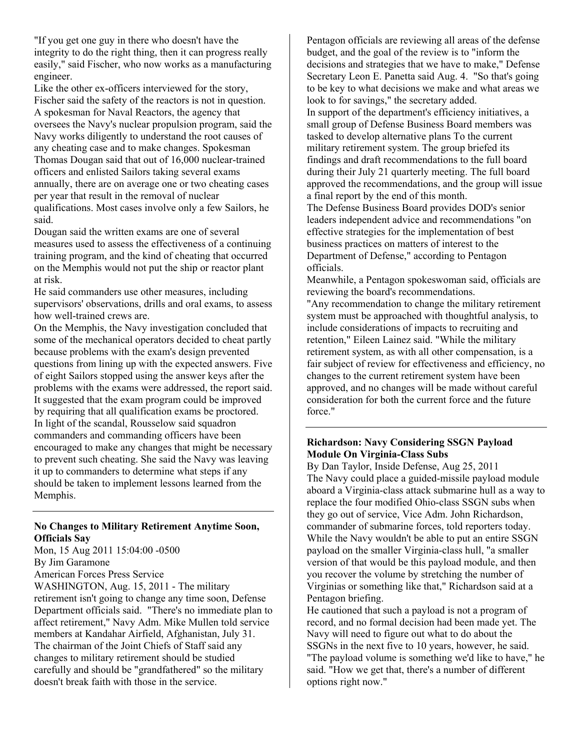"If you get one guy in there who doesn't have the integrity to do the right thing, then it can progress really easily," said Fischer, who now works as a manufacturing engineer.

Like the other ex-officers interviewed for the story, Fischer said the safety of the reactors is not in question.

A spokesman for Naval Reactors, the agency that oversees the Navy's nuclear propulsion program, said the Navy works diligently to understand the root causes of any cheating case and to make changes. Spokesman Thomas Dougan said that out of 16,000 nuclear-trained officers and enlisted Sailors taking several exams annually, there are on average one or two cheating cases per year that result in the removal of nuclear qualifications. Most cases involve only a few Sailors, he said.

Dougan said the written exams are one of several measures used to assess the effectiveness of a continuing training program, and the kind of cheating that occurred on the Memphis would not put the ship or reactor plant at risk.

He said commanders use other measures, including supervisors' observations, drills and oral exams, to assess how well-trained crews are.

On the Memphis, the Navy investigation concluded that some of the mechanical operators decided to cheat partly because problems with the exam's design prevented questions from lining up with the expected answers. Five of eight Sailors stopped using the answer keys after the problems with the exams were addressed, the report said. It suggested that the exam program could be improved by requiring that all qualification exams be proctored.

In light of the scandal, Rousselow said squadron commanders and commanding officers have been encouraged to make any changes that might be necessary to prevent such cheating. She said the Navy was leaving it up to commanders to determine what steps if any should be taken to implement lessons learned from the Memphis.

---

**No Changes to Military Retirement Anytime Soon, Officials Say**

Mon, 15 Aug 2011 15:04:00 -0500
By Jim Garamone
American Forces Press Service

WASHINGTON, Aug. 15, 2011 - The military retirement isn't going to change any time soon, Defense Department officials said. "There's no immediate plan to affect retirement," Navy Adm. Mike Mullen told service members at Kandahar Airfield, Afghanistan, July 31. The chairman of the Joint Chiefs of Staff said any changes to military retirement should be studied carefully and should be "grandfathered" so the military doesn't break faith with those in the service.

Pentagon officials are reviewing all areas of the defense budget, and the goal of the review is to "inform the decisions and strategies that we have to make," Defense Secretary Leon E. Panetta said Aug. 4. "So that's going to be key to what decisions we make and what areas we look to for savings," the secretary added.

In support of the department's efficiency initiatives, a small group of Defense Business Board members was tasked to develop alternative plans To the current military retirement system. The group briefed its findings and draft recommendations to the full board during their July 21 quarterly meeting. The full board approved the recommendations, and the group will issue a final report by the end of this month.

The Defense Business Board provides DOD's senior leaders independent advice and recommendations "on effective strategies for the implementation of best business practices on matters of interest to the Department of Defense," according to Pentagon officials.

Meanwhile, a Pentagon spokeswoman said, officials are reviewing the board's recommendations.

"Any recommendation to change the military retirement system must be approached with thoughtful analysis, to include considerations of impacts to recruiting and retention," Eileen Lainez said. "While the military retirement system, as with all other compensation, is a fair subject of review for effectiveness and efficiency, no changes to the current retirement system have been approved, and no changes will be made without careful consideration for both the current force and the future force."

---

**Richardson: Navy Considering SSGN Payload Module On Virginia-Class Subs**

By Dan Taylor, Inside Defense, Aug 25, 2011

The Navy could place a guided-missile payload module aboard a Virginia-class attack submarine hull as a way to replace the four modified Ohio-class SSGN subs when they go out of service, Vice Adm. John Richardson, commander of submarine forces, told reporters today.

While the Navy wouldn't be able to put an entire SSGN payload on the smaller Virginia-class hull, "a smaller version of that would be this payload module, and then you recover the volume by stretching the number of Virginias or something like that," Richardson said at a Pentagon briefing.

He cautioned that such a payload is not a program of record, and no formal decision had been made yet. The Navy will need to figure out what to do about the SSGNs in the next five to 10 years, however, he said.

"The payload volume is something we'd like to have," he said. "How we get that, there's a number of different options right now."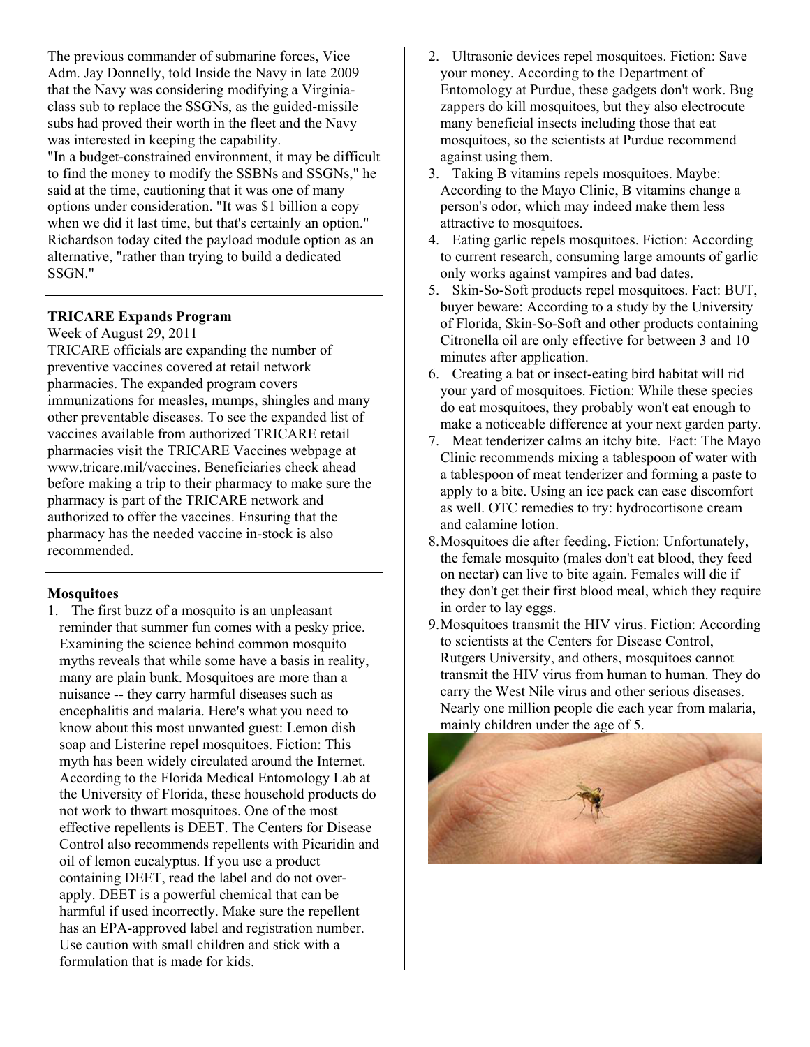The previous commander of submarine forces, Vice Adm. Jay Donnelly, told Inside the Navy in late 2009 that the Navy was considering modifying a Virginia-class sub to replace the SSGNs, as the guided-missile subs had proved their worth in the fleet and the Navy was interested in keeping the capability.

"In a budget-constrained environment, it may be difficult to find the money to modify the SSBNs and SSGNs," he said at the time, cautioning that it was one of many options under consideration. "It was $1 billion a copy when we did it last time, but that's certainly an option." Richardson today cited the payload module option as an alternative, "rather than trying to build a dedicated SSGN."

---

**TRICARE Expands Program**

Week of August 29, 2011

TRICARE officials are expanding the number of preventive vaccines covered at retail network pharmacies. The expanded program covers immunizations for measles, mumps, shingles and many other preventable diseases. To see the expanded list of vaccines available from authorized TRICARE retail pharmacies visit the TRICARE Vaccines webpage at www.tricare.mil/vaccines. Beneficiaries check ahead before making a trip to their pharmacy to make sure the pharmacy is part of the TRICARE network and authorized to offer the vaccines. Ensuring that the pharmacy has the needed vaccine in-stock is also recommended.

---

**Mosquitoes**

1. The first buzz of a mosquito is an unpleasant reminder that summer fun comes with a pesky price. Examining the science behind common mosquito myths reveals that while some have a basis in reality, many are plain bunk. Mosquitoes are more than a nuisance -- they carry harmful diseases such as encephalitis and malaria. Here's what you need to know about this most unwanted guest: Lemon dish soap and Listerine repel mosquitoes. Fiction: This myth has been widely circulated around the Internet. According to the Florida Medical Entomology Lab at the University of Florida, these household products do not work to thwart mosquitoes. One of the most effective repellents is DEET. The Centers for Disease Control also recommends repellents with Picaridin and oil of lemon eucalyptus. If you use a product containing DEET, read the label and do not over-apply. DEET is a powerful chemical that can be harmful if used incorrectly. Make sure the repellent has an EPA-approved label and registration number. Use caution with small children and stick with a formulation that is made for kids.
2. Ultrasonic devices repel mosquitoes. Fiction: Save your money. According to the Department of Entomology at Purdue, these gadgets don't work. Bug zappers do kill mosquitoes, but they also electrocute many beneficial insects including those that eat mosquitoes, so the scientists at Purdue recommend against using them.
3. Taking B vitamins repels mosquitoes. Maybe: According to the Mayo Clinic, B vitamins change a person's odor, which may indeed make them less attractive to mosquitoes.
4. Eating garlic repels mosquitoes. Fiction: According to current research, consuming large amounts of garlic only works against vampires and bad dates.
5. Skin-So-Soft products repel mosquitoes. Fact: BUT, buyer beware: According to a study by the University of Florida, Skin-So-Soft and other products containing Citronella oil are only effective for between 3 and 10 minutes after application.
6. Creating a bat or insect-eating bird habitat will rid your yard of mosquitoes. Fiction: While these species do eat mosquitoes, they probably won't eat enough to make a noticeable difference at your next garden party.
7. Meat tenderizer calms an itchy bite. Fact: The Mayo Clinic recommends mixing a tablespoon of water with a tablespoon of meat tenderizer and forming a paste to apply to a bite. Using an ice pack can ease discomfort as well. OTC remedies to try: hydrocortisone cream and calamine lotion.
8. Mosquitoes die after feeding. Fiction: Unfortunately, the female mosquito (males don't eat blood, they feed on nectar) can live to bite again. Females will die if they don't get their first blood meal, which they require in order to lay eggs.
9. Mosquitoes transmit the HIV virus. Fiction: According to scientists at the Centers for Disease Control, Rutgers University, and others, mosquitoes cannot transmit the HIV virus from human to human. They do carry the West Nile virus and other serious diseases. Nearly one million people die each year from malaria, mainly children under the age of 5.